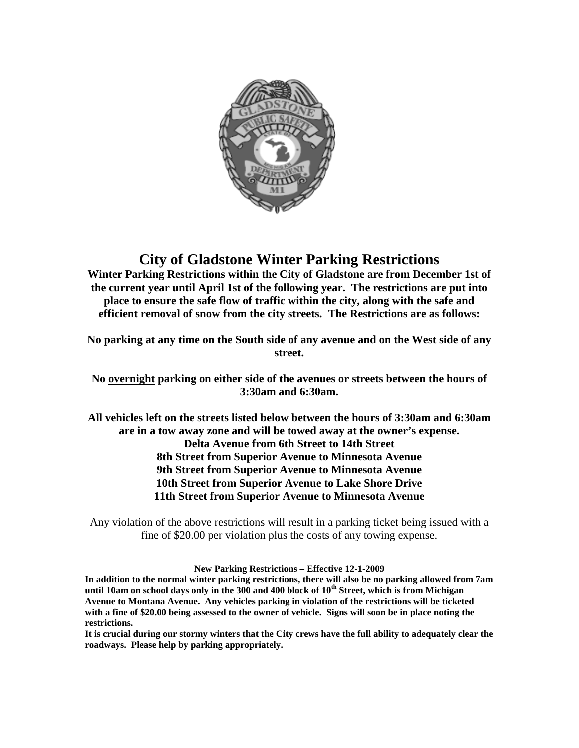# City of Gladstone Winter Parking Restrictions

**Winter Parking Restrictions within the City of Gladstone are from December 1st of the current year until April 1st of the following year. The restrictions are put into place to ensure the safe flow of traffic within the city, along with the safe and efficient removal of snow from the city streets. The Restrictions are as follows:**

**No parking at any time on the South side of any avenue and on the West side of any street.**

**No <u>overnight</u> parking on either side of the avenues or streets between the hours of 3:30am and 6:30am.**

**All vehicles left on the streets listed below between the hours of 3:30am and 6:30am are in a tow away zone and will be towed away at the owner's expense.**

**Delta Avenue from 6th Street to 14th Street**
**8th Street from Superior Avenue to Minnesota Avenue**
**9th Street from Superior Avenue to Minnesota Avenue**
**10th Street from Superior Avenue to Lake Shore Drive**
**11th Street from Superior Avenue to Minnesota Avenue**

Any violation of the above restrictions will result in a parking ticket being issued with a fine of $20.00 per violation plus the costs of any towing expense.

**New Parking Restrictions – Effective 12-1-2009**

**In addition to the normal winter parking restrictions, there will also be no parking allowed from 7am until 10am on school days only in the 300 and 400 block of 10th Street, which is from Michigan Avenue to Montana Avenue. Any vehicles parking in violation of the restrictions will be ticketed with a fine of $20.00 being assessed to the owner of vehicle. Signs will soon be in place noting the restrictions.**

**It is crucial during our stormy winters that the City crews have the full ability to adequately clear the roadways. Please help by parking appropriately.**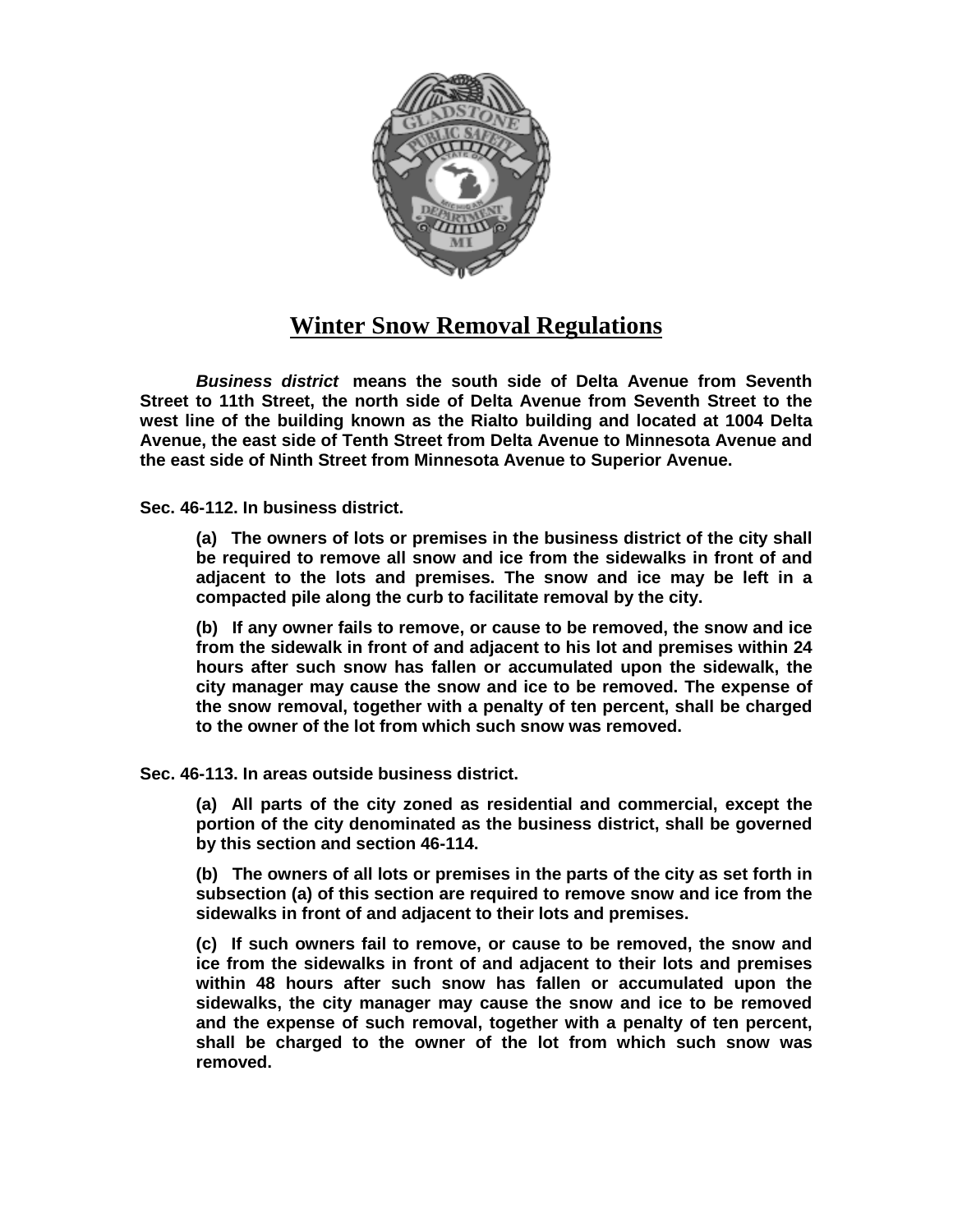# Winter Snow Removal Regulations

***Business district*** **means the south side of Delta Avenue from Seventh Street to 11th Street, the north side of Delta Avenue from Seventh Street to the west line of the building known as the Rialto building and located at 1004 Delta Avenue, the east side of Tenth Street from Delta Avenue to Minnesota Avenue and the east side of Ninth Street from Minnesota Avenue to Superior Avenue.**

**Sec. 46-112. In business district.**

**(a) The owners of lots or premises in the business district of the city shall be required to remove all snow and ice from the sidewalks in front of and adjacent to the lots and premises. The snow and ice may be left in a compacted pile along the curb to facilitate removal by the city.**

**(b) If any owner fails to remove, or cause to be removed, the snow and ice from the sidewalk in front of and adjacent to his lot and premises within 24 hours after such snow has fallen or accumulated upon the sidewalk, the city manager may cause the snow and ice to be removed. The expense of the snow removal, together with a penalty of ten percent, shall be charged to the owner of the lot from which such snow was removed.**

**Sec. 46-113. In areas outside business district.**

**(a) All parts of the city zoned as residential and commercial, except the portion of the city denominated as the business district, shall be governed by this section and section 46-114.**

**(b) The owners of all lots or premises in the parts of the city as set forth in subsection (a) of this section are required to remove snow and ice from the sidewalks in front of and adjacent to their lots and premises.**

**(c) If such owners fail to remove, or cause to be removed, the snow and ice from the sidewalks in front of and adjacent to their lots and premises within 48 hours after such snow has fallen or accumulated upon the sidewalks, the city manager may cause the snow and ice to be removed and the expense of such removal, together with a penalty of ten percent, shall be charged to the owner of the lot from which such snow was removed.**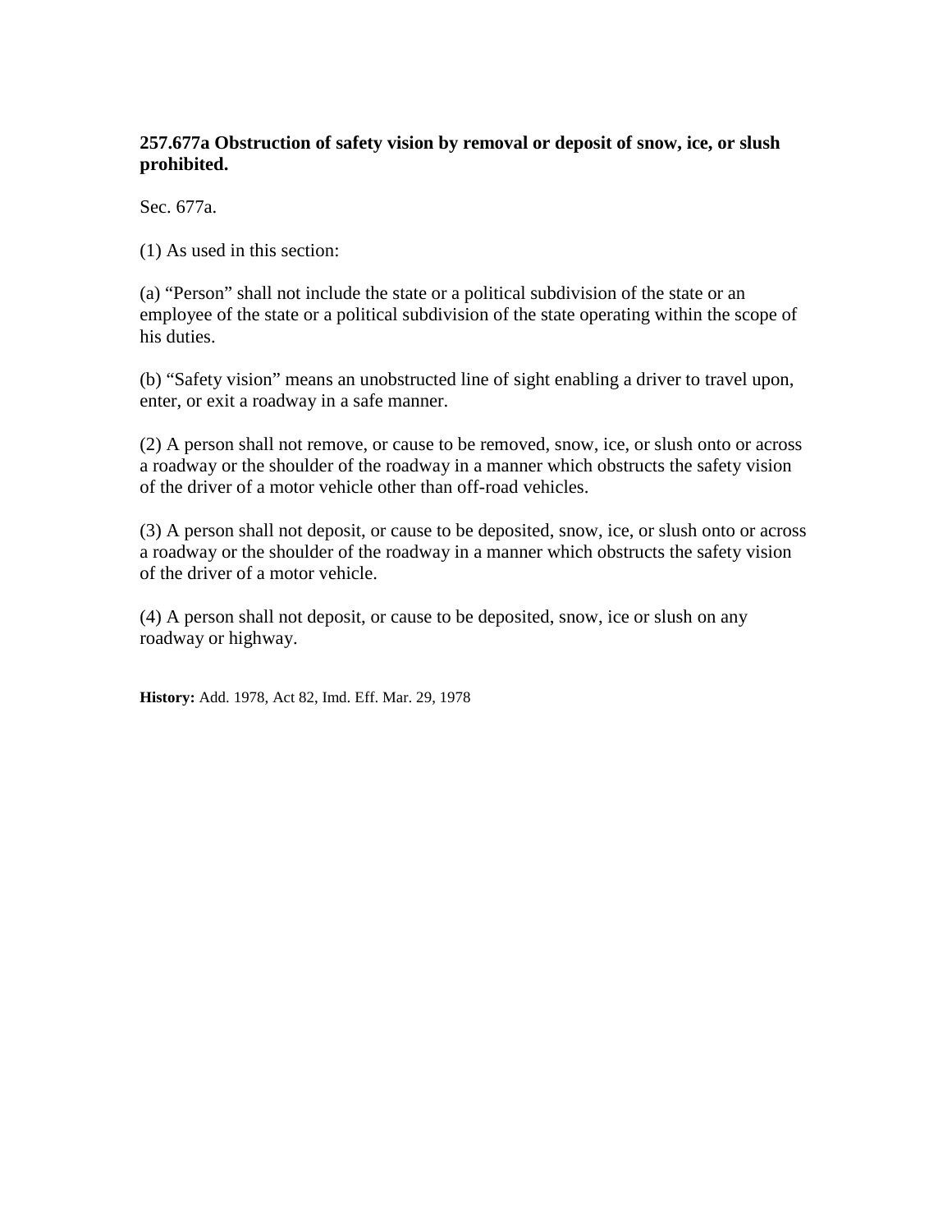**257.677a Obstruction of safety vision by removal or deposit of snow, ice, or slush prohibited.**

Sec. 677a.

(1) As used in this section:

(a) “Person” shall not include the state or a political subdivision of the state or an employee of the state or a political subdivision of the state operating within the scope of his duties.

(b) “Safety vision” means an unobstructed line of sight enabling a driver to travel upon, enter, or exit a roadway in a safe manner.

(2) A person shall not remove, or cause to be removed, snow, ice, or slush onto or across a roadway or the shoulder of the roadway in a manner which obstructs the safety vision of the driver of a motor vehicle other than off-road vehicles.

(3) A person shall not deposit, or cause to be deposited, snow, ice, or slush onto or across a roadway or the shoulder of the roadway in a manner which obstructs the safety vision of the driver of a motor vehicle.

(4) A person shall not deposit, or cause to be deposited, snow, ice or slush on any roadway or highway.

**History:** Add. 1978, Act 82, Imd. Eff. Mar. 29, 1978